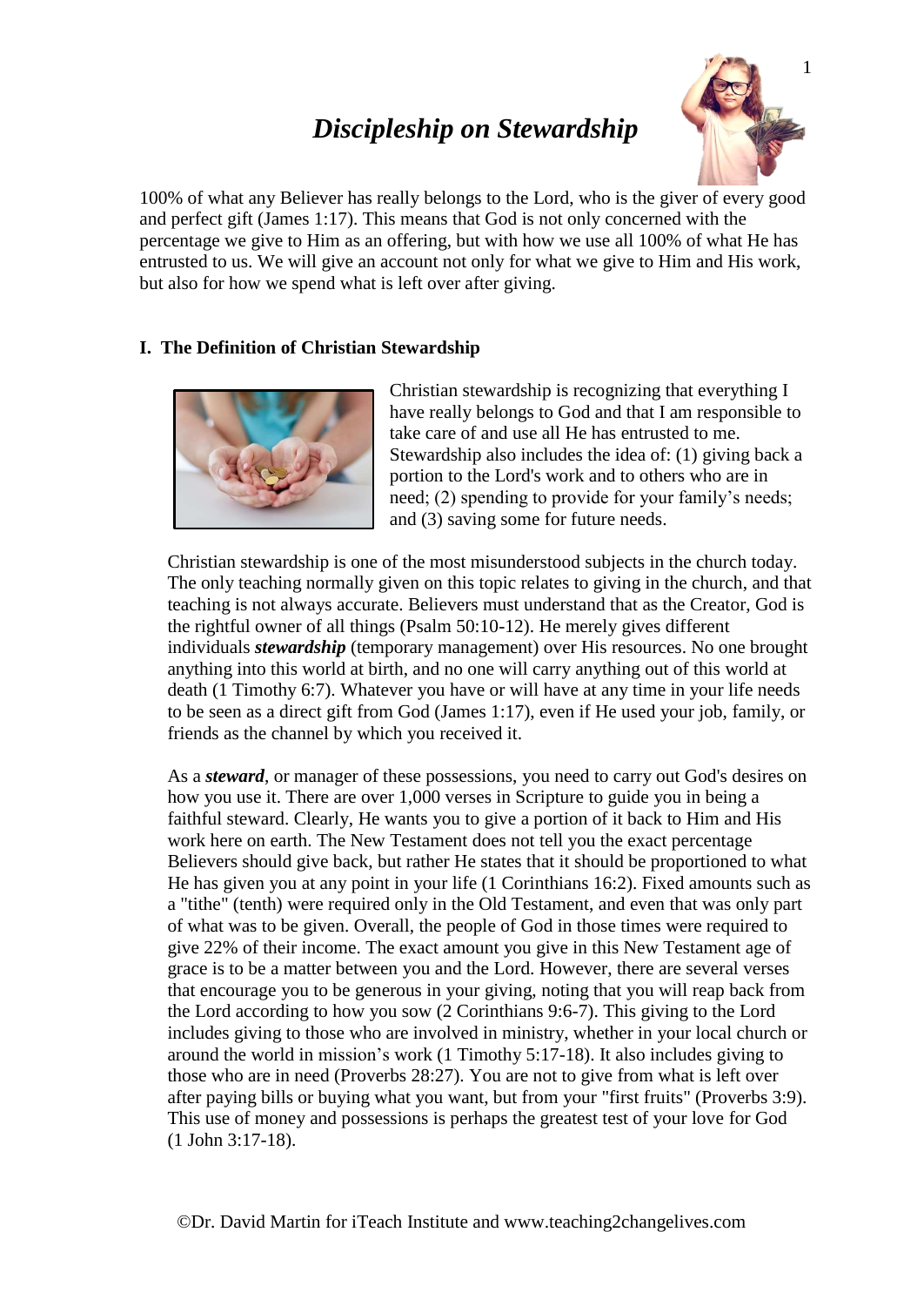# *Discipleship on Stewardship*

100% of what any Believer has really belongs to the Lord, who is the giver of every good and perfect gift (James 1:17). This means that God is not only concerned with the percentage we give to Him as an offering, but with how we use all 100% of what He has entrusted to us. We will give an account not only for what we give to Him and His work, but also for how we spend what is left over after giving.

## I. The Definition of Christian Stewardship

Christian stewardship is recognizing that everything I have really belongs to God and that I am responsible to take care of and use all He has entrusted to me. Stewardship also includes the idea of: (1) giving back a portion to the Lord's work and to others who are in need; (2) spending to provide for your family's needs; and (3) saving some for future needs.

Christian stewardship is one of the most misunderstood subjects in the church today. The only teaching normally given on this topic relates to giving in the church, and that teaching is not always accurate. Believers must understand that as the Creator, God is the rightful owner of all things (Psalm 50:10-12). He merely gives different individuals ***stewardship*** (temporary management) over His resources. No one brought anything into this world at birth, and no one will carry anything out of this world at death (1 Timothy 6:7). Whatever you have or will have at any time in your life needs to be seen as a direct gift from God (James 1:17), even if He used your job, family, or friends as the channel by which you received it.

As a ***steward***, or manager of these possessions, you need to carry out God's desires on how you use it. There are over 1,000 verses in Scripture to guide you in being a faithful steward. Clearly, He wants you to give a portion of it back to Him and His work here on earth. The New Testament does not tell you the exact percentage Believers should give back, but rather He states that it should be proportioned to what He has given you at any point in your life (1 Corinthians 16:2). Fixed amounts such as a "tithe" (tenth) were required only in the Old Testament, and even that was only part of what was to be given. Overall, the people of God in those times were required to give 22% of their income. The exact amount you give in this New Testament age of grace is to be a matter between you and the Lord. However, there are several verses that encourage you to be generous in your giving, noting that you will reap back from the Lord according to how you sow (2 Corinthians 9:6-7). This giving to the Lord includes giving to those who are involved in ministry, whether in your local church or around the world in mission's work (1 Timothy 5:17-18). It also includes giving to those who are in need (Proverbs 28:27). You are not to give from what is left over after paying bills or buying what you want, but from your "first fruits" (Proverbs 3:9). This use of money and possessions is perhaps the greatest test of your love for God (1 John 3:17-18).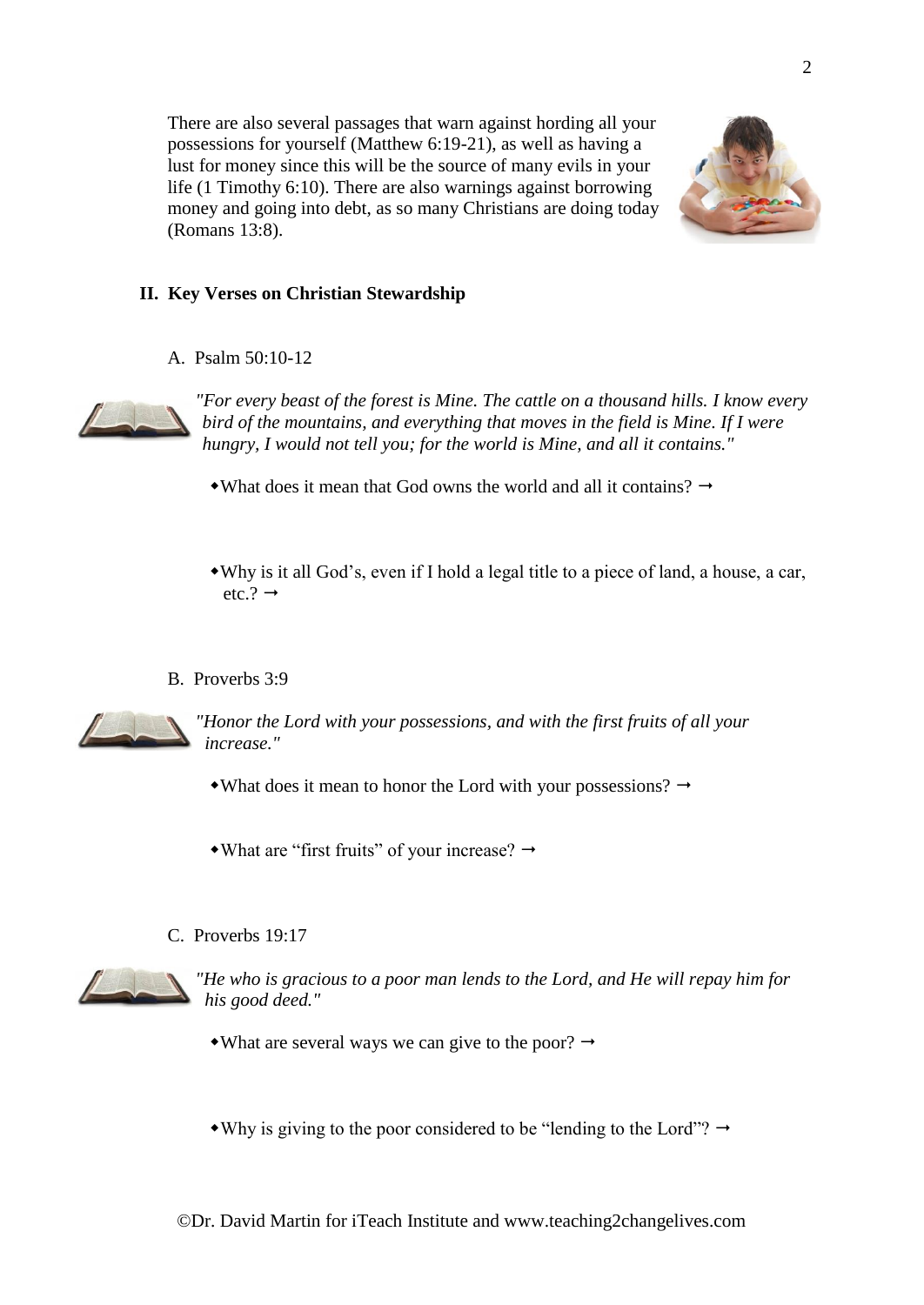There are also several passages that warn against hording all your possessions for yourself (Matthew 6:19-21), as well as having a lust for money since this will be the source of many evils in your life (1 Timothy 6:10). There are also warnings against borrowing money and going into debt, as so many Christians are doing today (Romans 13:8).

## II. Key Verses on Christian Stewardship

### A. Psalm 50:10-12

*"For every beast of the forest is Mine. The cattle on a thousand hills. I know every bird of the mountains, and everything that moves in the field is Mine. If I were hungry, I would not tell you; for the world is Mine, and all it contains."*

- What does it mean that God owns the world and all it contains? →

- Why is it all God's, even if I hold a legal title to a piece of land, a house, a car, etc.? →

### B. Proverbs 3:9

*"Honor the Lord with your possessions, and with the first fruits of all your increase."*

- What does it mean to honor the Lord with your possessions? →

- What are "first fruits" of your increase? →

### C. Proverbs 19:17

*"He who is gracious to a poor man lends to the Lord, and He will repay him for his good deed."*

- What are several ways we can give to the poor? →

- Why is giving to the poor considered to be "lending to the Lord"? →

©Dr. David Martin for iTeach Institute and www.teaching2changelives.com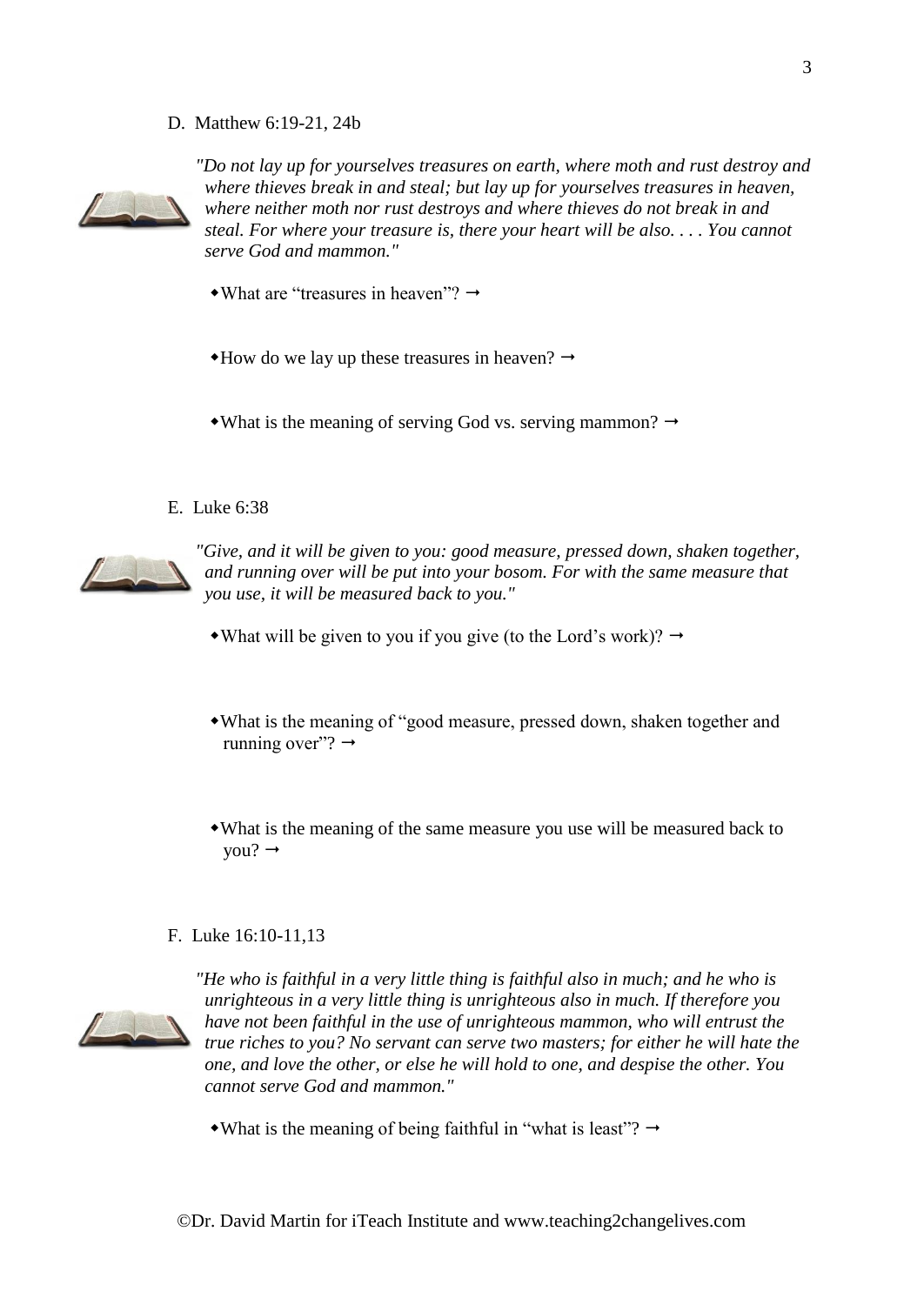D. Matthew 6:19-21, 24b

*"Do not lay up for yourselves treasures on earth, where moth and rust destroy and where thieves break in and steal; but lay up for yourselves treasures in heaven, where neither moth nor rust destroys and where thieves do not break in and steal. For where your treasure is, there your heart will be also. . . . You cannot serve God and mammon."*

- What are "treasures in heaven"? →

- How do we lay up these treasures in heaven? →

- What is the meaning of serving God vs. serving mammon? →

E. Luke 6:38

*"Give, and it will be given to you: good measure, pressed down, shaken together, and running over will be put into your bosom. For with the same measure that you use, it will be measured back to you."*

- What will be given to you if you give (to the Lord's work)? →

- What is the meaning of "good measure, pressed down, shaken together and running over"? →

- What is the meaning of the same measure you use will be measured back to you? →

F. Luke 16:10-11,13

*"He who is faithful in a very little thing is faithful also in much; and he who is unrighteous in a very little thing is unrighteous also in much. If therefore you have not been faithful in the use of unrighteous mammon, who will entrust the true riches to you? No servant can serve two masters; for either he will hate the one, and love the other, or else he will hold to one, and despise the other. You cannot serve God and mammon."*

- What is the meaning of being faithful in "what is least"? →

©Dr. David Martin for iTeach Institute and www.teaching2changelives.com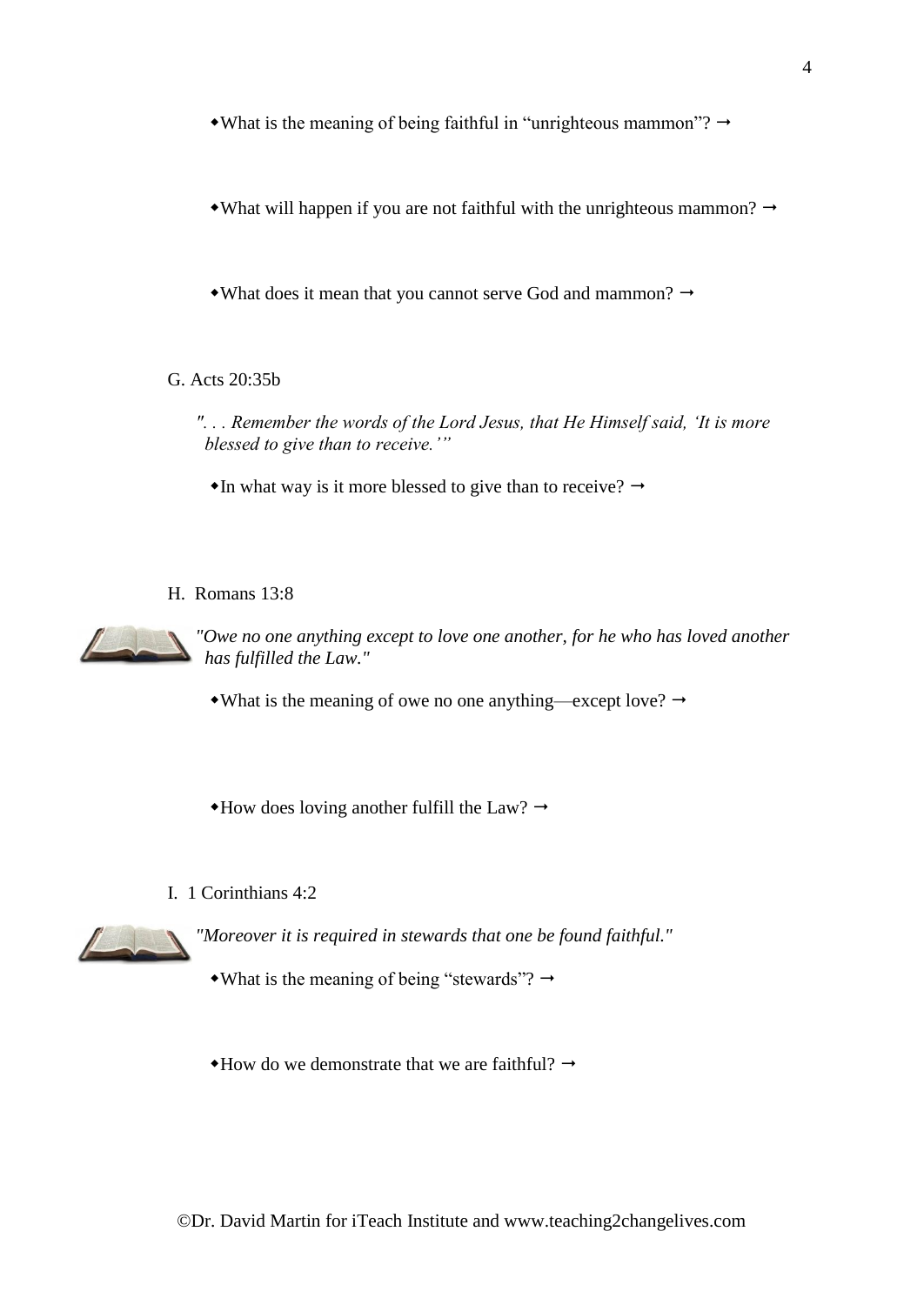- What is the meaning of being faithful in "unrighteous mammon"? →

- What will happen if you are not faithful with the unrighteous mammon? →

- What does it mean that you cannot serve God and mammon? →

G. Acts 20:35b

*". . . Remember the words of the Lord Jesus, that He Himself said, 'It is more blessed to give than to receive.'"*

- In what way is it more blessed to give than to receive? →

H. Romans 13:8

*"Owe no one anything except to love one another, for he who has loved another has fulfilled the Law."*

- What is the meaning of owe no one anything—except love? →

- How does loving another fulfill the Law? →

I. 1 Corinthians 4:2

*"Moreover it is required in stewards that one be found faithful."*

- What is the meaning of being "stewards"? →

- How do we demonstrate that we are faithful? →

©Dr. David Martin for iTeach Institute and www.teaching2changelives.com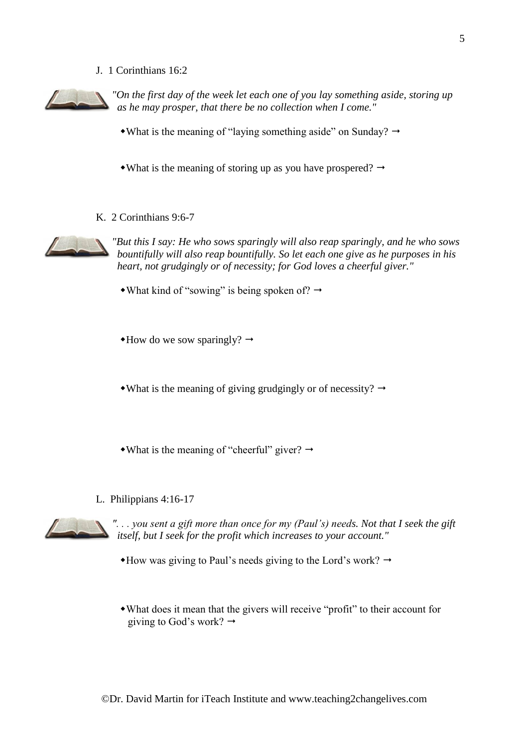J. 1 Corinthians 16:2

*"On the first day of the week let each one of you lay something aside, storing up as he may prosper, that there be no collection when I come."*

- What is the meaning of "laying something aside" on Sunday? →

- What is the meaning of storing up as you have prospered? →

K. 2 Corinthians 9:6-7

*"But this I say: He who sows sparingly will also reap sparingly, and he who sows bountifully will also reap bountifully. So let each one give as he purposes in his heart, not grudgingly or of necessity; for God loves a cheerful giver."*

- What kind of "sowing" is being spoken of? →

- How do we sow sparingly? →

- What is the meaning of giving grudgingly or of necessity? →

- What is the meaning of "cheerful" giver? →

L. Philippians 4:16-17

*". . . you sent a gift more than once for my (Paul's) needs. Not that I seek the gift itself, but I seek for the profit which increases to your account."*

- How was giving to Paul's needs giving to the Lord's work? →

- What does it mean that the givers will receive "profit" to their account for giving to God's work? →

©Dr. David Martin for iTeach Institute and www.teaching2changelives.com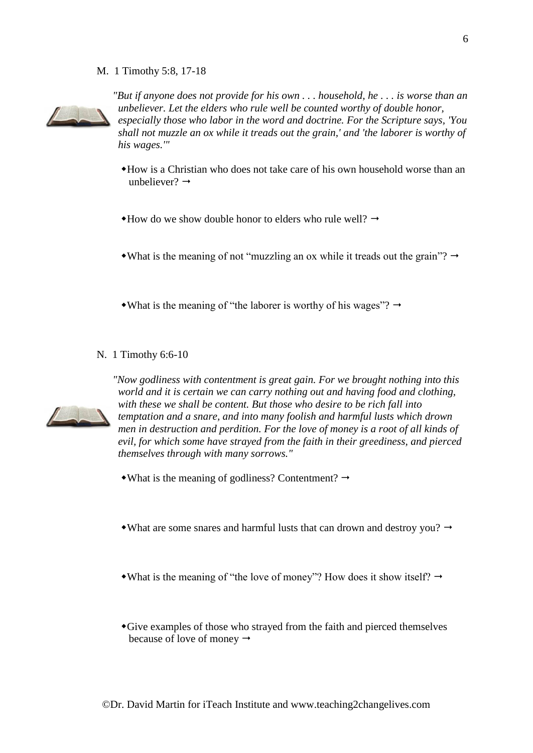M. 1 Timothy 5:8, 17-18

*"But if anyone does not provide for his own . . . household, he . . . is worse than an unbeliever. Let the elders who rule well be counted worthy of double honor, especially those who labor in the word and doctrine. For the Scripture says, 'You shall not muzzle an ox while it treads out the grain,' and 'the laborer is worthy of his wages.'"*

- How is a Christian who does not take care of his own household worse than an unbeliever? →

- How do we show double honor to elders who rule well? →

- What is the meaning of not "muzzling an ox while it treads out the grain"? →

- What is the meaning of "the laborer is worthy of his wages"? →

N. 1 Timothy 6:6-10

*"Now godliness with contentment is great gain. For we brought nothing into this world and it is certain we can carry nothing out and having food and clothing, with these we shall be content. But those who desire to be rich fall into temptation and a snare, and into many foolish and harmful lusts which drown men in destruction and perdition. For the love of money is a root of all kinds of evil, for which some have strayed from the faith in their greediness, and pierced themselves through with many sorrows."*

- What is the meaning of godliness? Contentment? →

- What are some snares and harmful lusts that can drown and destroy you? →

- What is the meaning of "the love of money"? How does it show itself? →

- Give examples of those who strayed from the faith and pierced themselves because of love of money →

©Dr. David Martin for iTeach Institute and www.teaching2changelives.com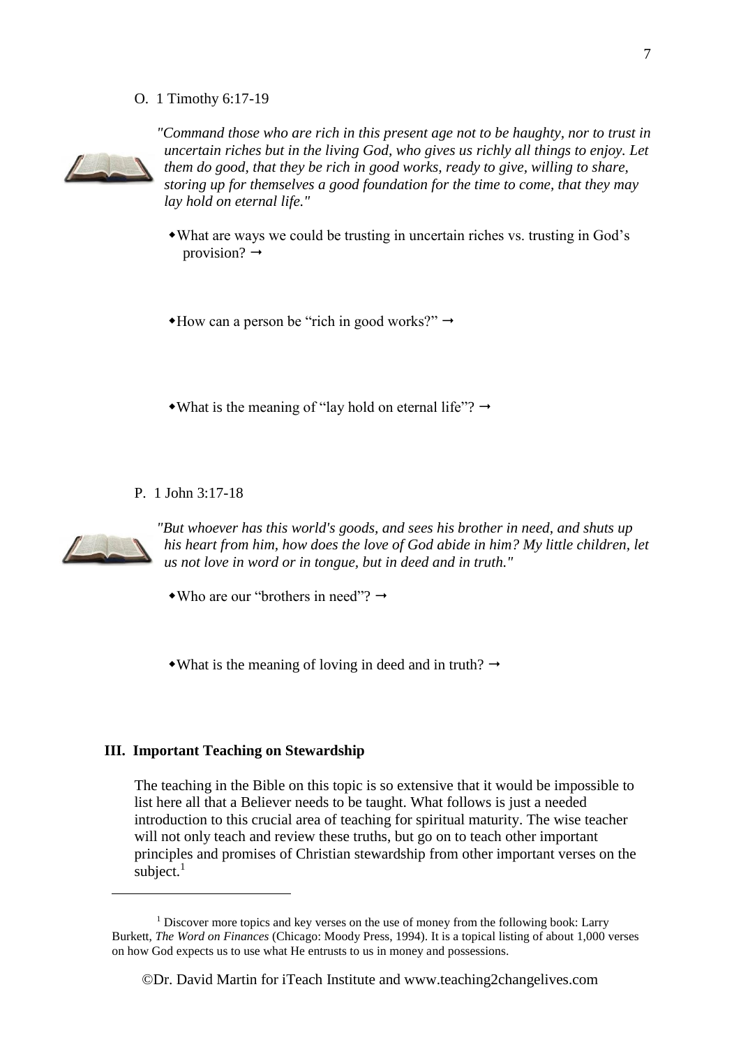O. 1 Timothy 6:17-19

*"Command those who are rich in this present age not to be haughty, nor to trust in uncertain riches but in the living God, who gives us richly all things to enjoy. Let them do good, that they be rich in good works, ready to give, willing to share, storing up for themselves a good foundation for the time to come, that they may lay hold on eternal life."*

- What are ways we could be trusting in uncertain riches vs. trusting in God's provision? →

- How can a person be "rich in good works?" →

- What is the meaning of "lay hold on eternal life"? →

P. 1 John 3:17-18

*"But whoever has this world's goods, and sees his brother in need, and shuts up his heart from him, how does the love of God abide in him? My little children, let us not love in word or in tongue, but in deed and in truth."*

- Who are our "brothers in need"? →

- What is the meaning of loving in deed and in truth? →

## III. Important Teaching on Stewardship

The teaching in the Bible on this topic is so extensive that it would be impossible to list here all that a Believer needs to be taught. What follows is just a needed introduction to this crucial area of teaching for spiritual maturity. The wise teacher will not only teach and review these truths, but go on to teach other important principles and promises of Christian stewardship from other important verses on the subject.[1]

---

[1] Discover more topics and key verses on the use of money from the following book: Larry Burkett, *The Word on Finances* (Chicago: Moody Press, 1994). It is a topical listing of about 1,000 verses on how God expects us to use what He entrusts to us in money and possessions.

©Dr. David Martin for iTeach Institute and www.teaching2changelives.com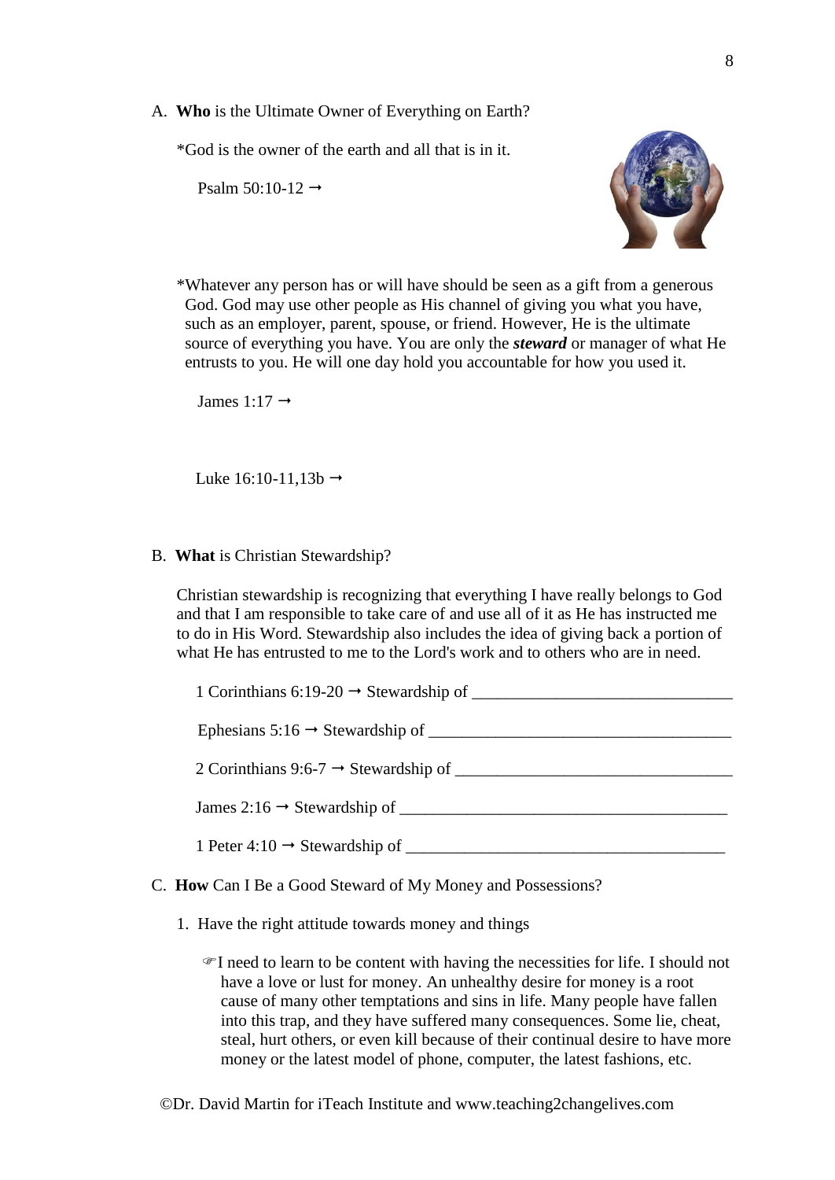A. **Who** is the Ultimate Owner of Everything on Earth?

*God is the owner of the earth and all that is in it.

Psalm 50:10-12 →

*Whatever any person has or will have should be seen as a gift from a generous God. God may use other people as His channel of giving you what you have, such as an employer, parent, spouse, or friend. However, He is the ultimate source of everything you have. You are only the ***steward*** or manager of what He entrusts to you. He will one day hold you accountable for how you used it.

James 1:17 →

Luke 16:10-11,13b →

B. **What** is Christian Stewardship?

Christian stewardship is recognizing that everything I have really belongs to God and that I am responsible to take care of and use all of it as He has instructed me to do in His Word. Stewardship also includes the idea of giving back a portion of what He has entrusted to me to the Lord's work and to others who are in need.

1 Corinthians 6:19-20 → Stewardship of ______________________________

Ephesians 5:16 → Stewardship of ___________________________________

2 Corinthians 9:6-7 → Stewardship of ________________________________

James 2:16 → Stewardship of ______________________________________

1 Peter 4:10 → Stewardship of _____________________________________

C. **How** Can I Be a Good Steward of My Money and Possessions?

1. Have the right attitude towards money and things

☞I need to learn to be content with having the necessities for life. I should not have a love or lust for money. An unhealthy desire for money is a root cause of many other temptations and sins in life. Many people have fallen into this trap, and they have suffered many consequences. Some lie, cheat, steal, hurt others, or even kill because of their continual desire to have more money or the latest model of phone, computer, the latest fashions, etc.

©Dr. David Martin for iTeach Institute and www.teaching2changelives.com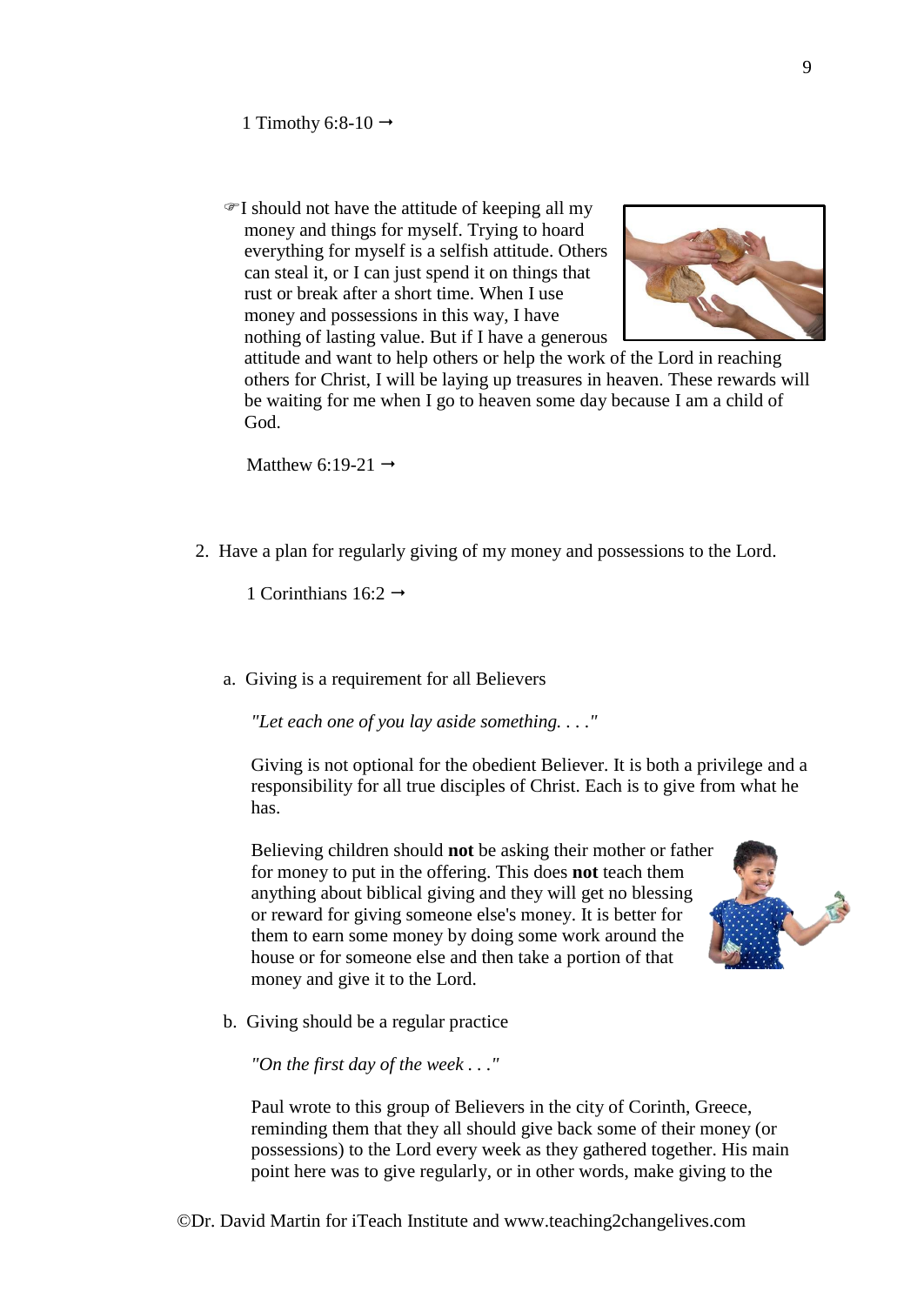1 Timothy 6:8-10 →

☞I should not have the attitude of keeping all my money and things for myself. Trying to hoard everything for myself is a selfish attitude. Others can steal it, or I can just spend it on things that rust or break after a short time. When I use money and possessions in this way, I have nothing of lasting value. But if I have a generous attitude and want to help others or help the work of the Lord in reaching others for Christ, I will be laying up treasures in heaven. These rewards will be waiting for me when I go to heaven some day because I am a child of God.

Matthew 6:19-21 →

2. Have a plan for regularly giving of my money and possessions to the Lord.

   1 Corinthians 16:2 →

   a. Giving is a requirement for all Believers

      *"Let each one of you lay aside something. . . ."*

      Giving is not optional for the obedient Believer. It is both a privilege and a responsibility for all true disciples of Christ. Each is to give from what he has.

      Believing children should **not** be asking their mother or father for money to put in the offering. This does **not** teach them anything about biblical giving and they will get no blessing or reward for giving someone else's money. It is better for them to earn some money by doing some work around the house or for someone else and then take a portion of that money and give it to the Lord.

   b. Giving should be a regular practice

      *"On the first day of the week . . ."*

      Paul wrote to this group of Believers in the city of Corinth, Greece, reminding them that they all should give back some of their money (or possessions) to the Lord every week as they gathered together. His main point here was to give regularly, or in other words, make giving to the

©Dr. David Martin for iTeach Institute and www.teaching2changelives.com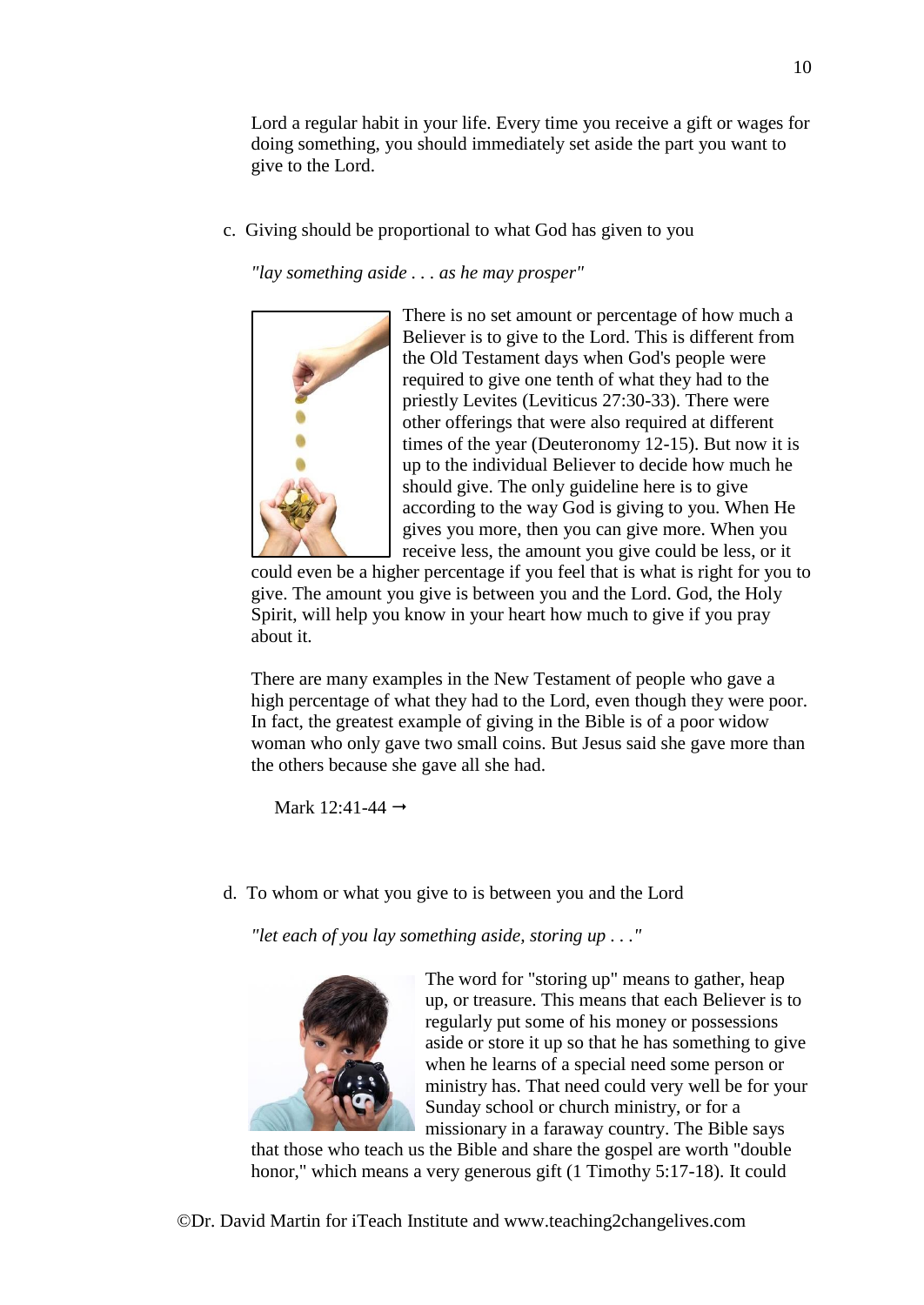Lord a regular habit in your life. Every time you receive a gift or wages for doing something, you should immediately set aside the part you want to give to the Lord.

c. Giving should be proportional to what God has given to you

*"lay something aside . . . as he may prosper"*

There is no set amount or percentage of how much a Believer is to give to the Lord. This is different from the Old Testament days when God's people were required to give one tenth of what they had to the priestly Levites (Leviticus 27:30-33). There were other offerings that were also required at different times of the year (Deuteronomy 12-15). But now it is up to the individual Believer to decide how much he should give. The only guideline here is to give according to the way God is giving to you. When He gives you more, then you can give more. When you receive less, the amount you give could be less, or it could even be a higher percentage if you feel that is what is right for you to give. The amount you give is between you and the Lord. God, the Holy Spirit, will help you know in your heart how much to give if you pray about it.

There are many examples in the New Testament of people who gave a high percentage of what they had to the Lord, even though they were poor. In fact, the greatest example of giving in the Bible is of a poor widow woman who only gave two small coins. But Jesus said she gave more than the others because she gave all she had.

Mark 12:41-44 →

d. To whom or what you give to is between you and the Lord

*"let each of you lay something aside, storing up . . ."*

The word for "storing up" means to gather, heap up, or treasure. This means that each Believer is to regularly put some of his money or possessions aside or store it up so that he has something to give when he learns of a special need some person or ministry has. That need could very well be for your Sunday school or church ministry, or for a missionary in a faraway country. The Bible says that those who teach us the Bible and share the gospel are worth "double honor," which means a very generous gift (1 Timothy 5:17-18). It could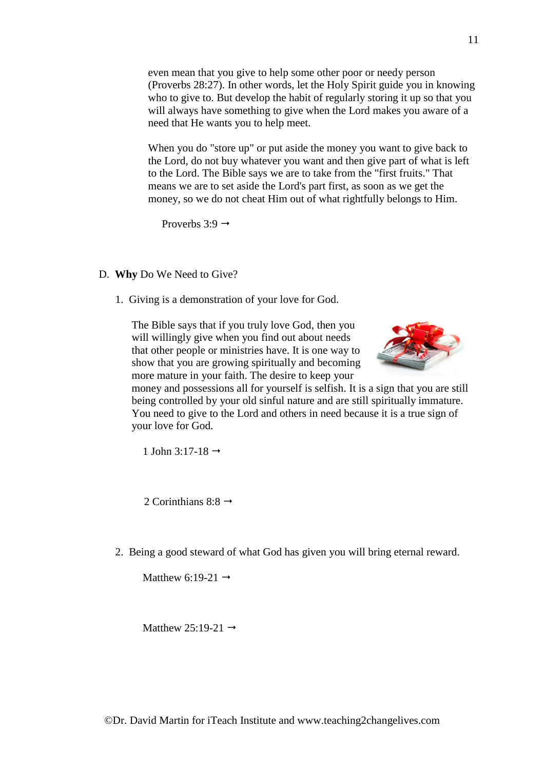even mean that you give to help some other poor or needy person (Proverbs 28:27). In other words, let the Holy Spirit guide you in knowing who to give to. But develop the habit of regularly storing it up so that you will always have something to give when the Lord makes you aware of a need that He wants you to help meet.

When you do "store up" or put aside the money you want to give back to the Lord, do not buy whatever you want and then give part of what is left to the Lord. The Bible says we are to take from the "first fruits." That means we are to set aside the Lord's part first, as soon as we get the money, so we do not cheat Him out of what rightfully belongs to Him.

Proverbs 3:9 →

D. **Why** Do We Need to Give?

1. Giving is a demonstration of your love for God.

   The Bible says that if you truly love God, then you will willingly give when you find out about needs that other people or ministries have. It is one way to show that you are growing spiritually and becoming more mature in your faith. The desire to keep your money and possessions all for yourself is selfish. It is a sign that you are still being controlled by your old sinful nature and are still spiritually immature. You need to give to the Lord and others in need because it is a true sign of your love for God.

   1 John 3:17-18 →

   2 Corinthians 8:8 →

2. Being a good steward of what God has given you will bring eternal reward.

   Matthew 6:19-21 →

   Matthew 25:19-21 →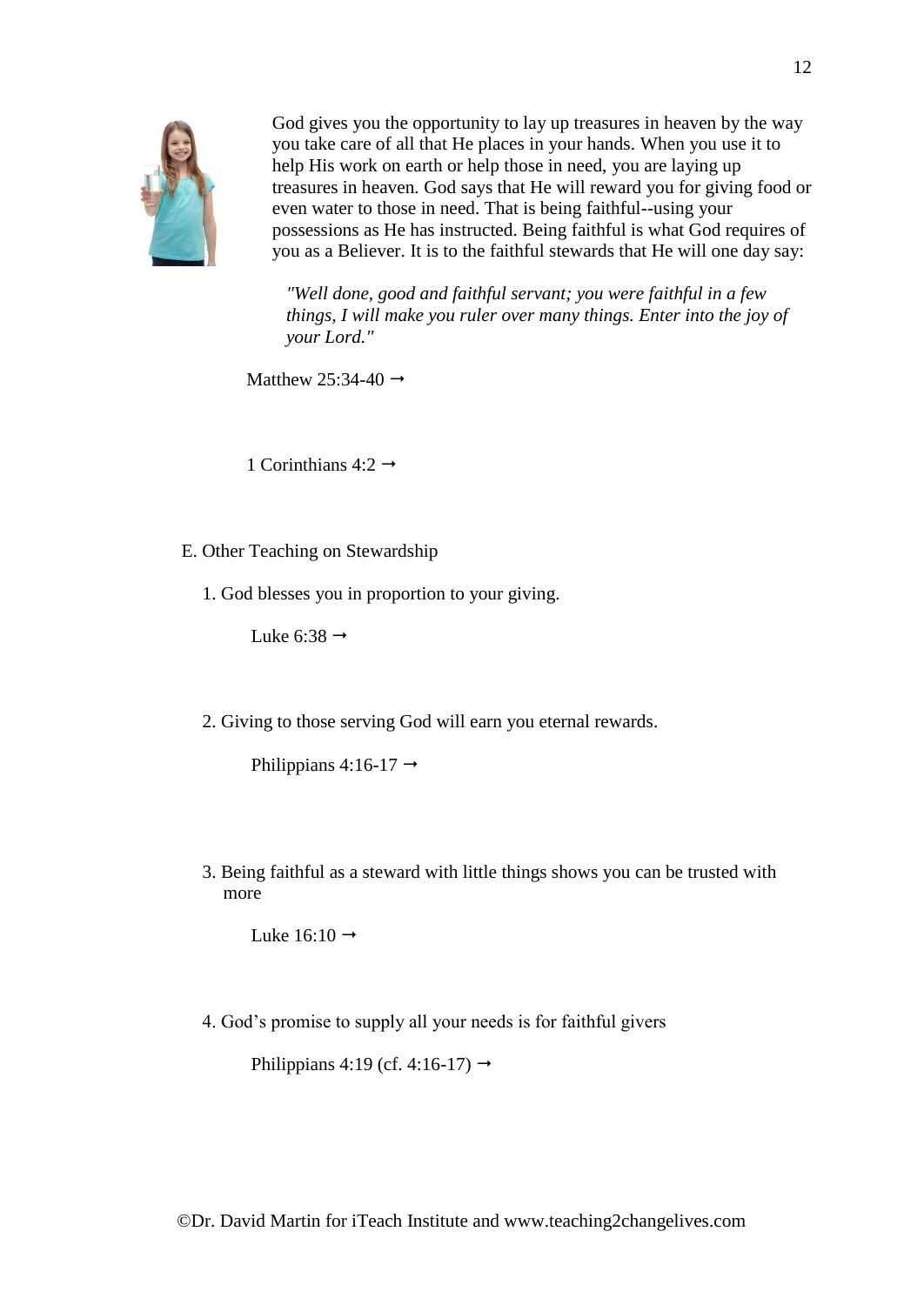God gives you the opportunity to lay up treasures in heaven by the way you take care of all that He places in your hands. When you use it to help His work on earth or help those in need, you are laying up treasures in heaven. God says that He will reward you for giving food or even water to those in need. That is being faithful--using your possessions as He has instructed. Being faithful is what God requires of you as a Believer. It is to the faithful stewards that He will one day say:

> *"Well done, good and faithful servant; you were faithful in a few things, I will make you ruler over many things. Enter into the joy of your Lord."*

Matthew 25:34-40 →

1 Corinthians 4:2 →

E. Other Teaching on Stewardship

1. God blesses you in proportion to your giving.

   Luke 6:38 →

2. Giving to those serving God will earn you eternal rewards.

   Philippians 4:16-17 →

3. Being faithful as a steward with little things shows you can be trusted with more

   Luke 16:10 →

4. God's promise to supply all your needs is for faithful givers

   Philippians 4:19 (cf. 4:16-17) →

©Dr. David Martin for iTeach Institute and www.teaching2changelives.com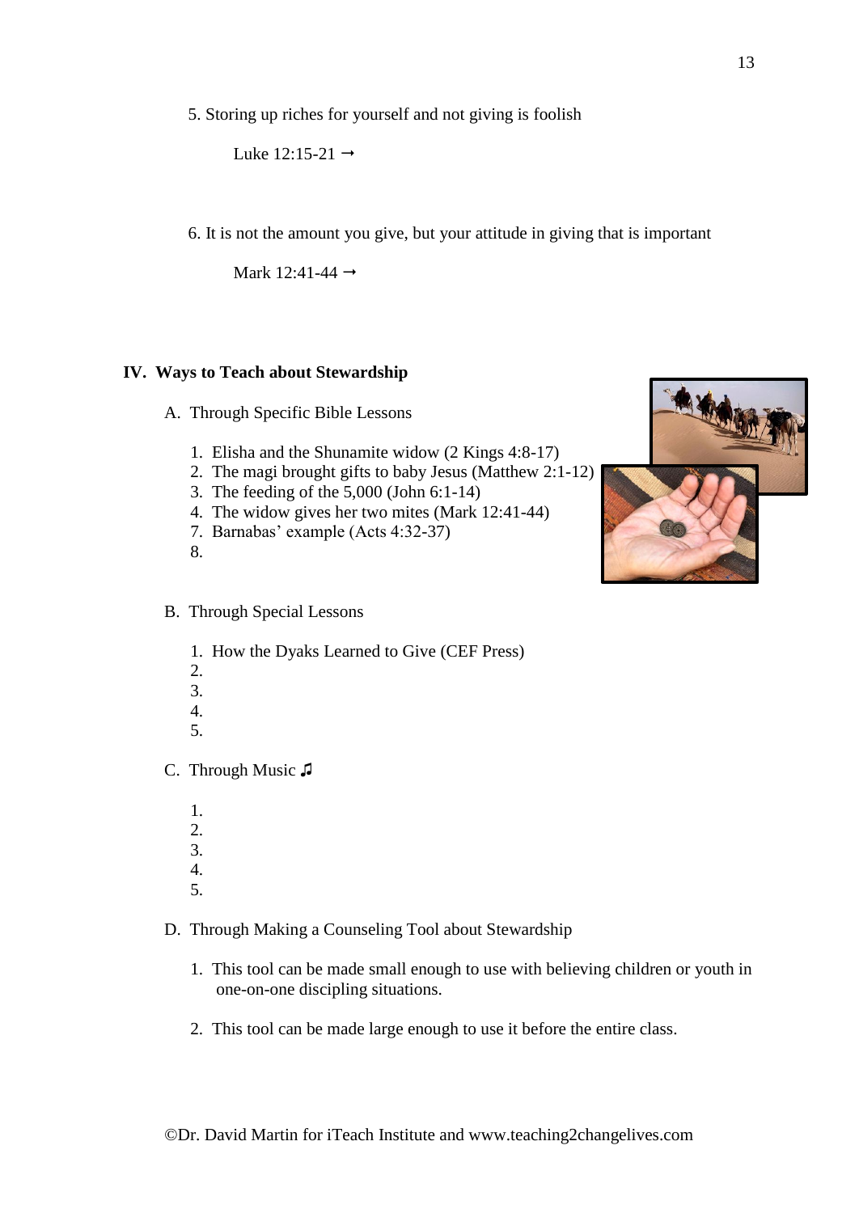5. Storing up riches for yourself and not giving is foolish

   Luke 12:15-21 →

6. It is not the amount you give, but your attitude in giving that is important

   Mark 12:41-44 →

## IV. Ways to Teach about Stewardship

A. Through Specific Bible Lessons

1. Elisha and the Shunamite widow (2 Kings 4:8-17)
2. The magi brought gifts to baby Jesus (Matthew 2:1-12)
3. The feeding of the 5,000 (John 6:1-14)
4. The widow gives her two mites (Mark 12:41-44)
7. Barnabas' example (Acts 4:32-37)
8.

B. Through Special Lessons

1. How the Dyaks Learned to Give (CEF Press)
2.
3.
4.
5.

C. Through Music ♬

1.
2.
3.
4.
5.

D. Through Making a Counseling Tool about Stewardship

1. This tool can be made small enough to use with believing children or youth in one-on-one discipling situations.

2. This tool can be made large enough to use it before the entire class.

©Dr. David Martin for iTeach Institute and www.teaching2changelives.com